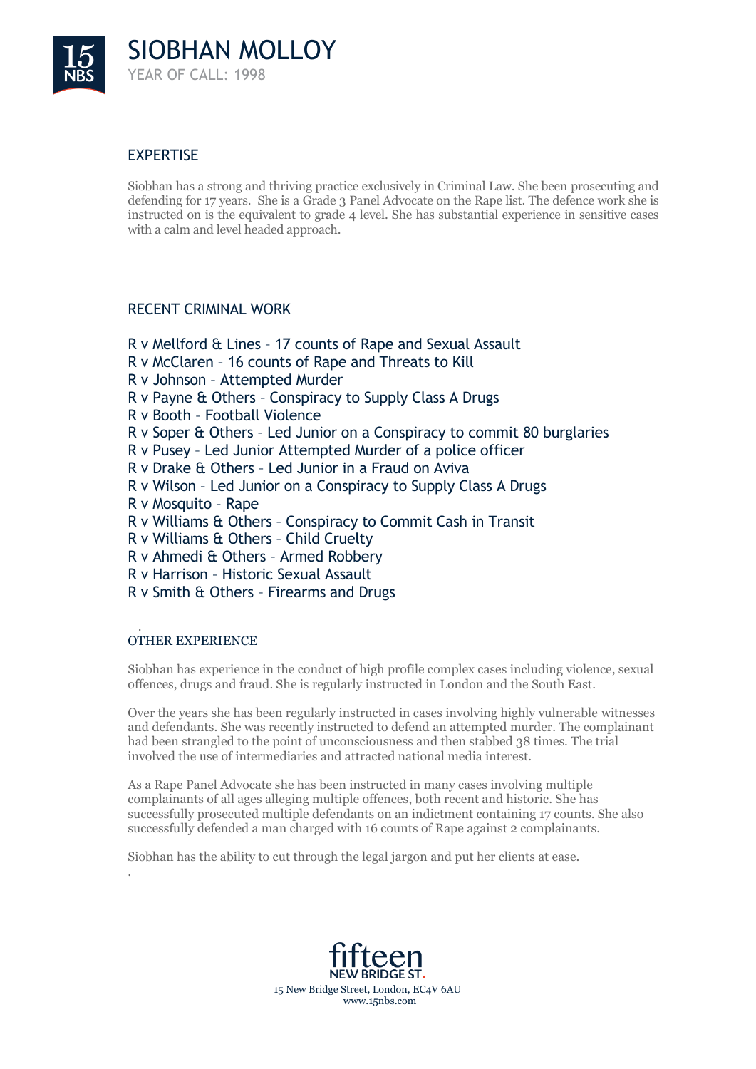# SIOBHAN MOLLOY

YEAR OF CALL: 1998

## EXPERTISE

Siobhan has a strong and thriving practice exclusively in Criminal Law. She been prosecuting and defending for 17 years. She is a Grade 3 Panel Advocate on the Rape list. The defence work she is instructed on is the equivalent to grade 4 level. She has substantial experience in sensitive cases with a calm and level headed approach.

## RECENT CRIMINAL WORK

R v Mellford & Lines – 17 counts of Rape and Sexual Assault
R v McClaren – 16 counts of Rape and Threats to Kill
R v Johnson – Attempted Murder
R v Payne & Others – Conspiracy to Supply Class A Drugs
R v Booth – Football Violence
R v Soper & Others – Led Junior on a Conspiracy to commit 80 burglaries
R v Pusey – Led Junior Attempted Murder of a police officer
R v Drake & Others – Led Junior in a Fraud on Aviva
R v Wilson – Led Junior on a Conspiracy to Supply Class A Drugs
R v Mosquito – Rape
R v Williams & Others – Conspiracy to Commit Cash in Transit
R v Williams & Others – Child Cruelty
R v Ahmedi & Others – Armed Robbery
R v Harrison – Historic Sexual Assault
R v Smith & Others – Firearms and Drugs

## OTHER EXPERIENCE

Siobhan has experience in the conduct of high profile complex cases including violence, sexual offences, drugs and fraud. She is regularly instructed in London and the South East.

Over the years she has been regularly instructed in cases involving highly vulnerable witnesses and defendants. She was recently instructed to defend an attempted murder. The complainant had been strangled to the point of unconsciousness and then stabbed 38 times. The trial involved the use of intermediaries and attracted national media interest.

As a Rape Panel Advocate she has been instructed in many cases involving multiple complainants of all ages alleging multiple offences, both recent and historic. She has successfully prosecuted multiple defendants on an indictment containing 17 counts. She also successfully defended a man charged with 16 counts of Rape against 2 complainants.

Siobhan has the ability to cut through the legal jargon and put her clients at ease.

fifteen NEW BRIDGE ST.
15 New Bridge Street, London, EC4V 6AU
www.15nbs.com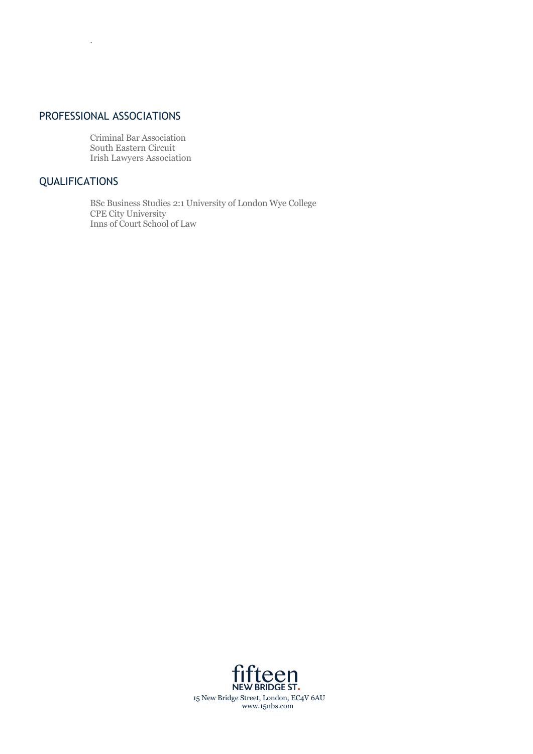## PROFESSIONAL ASSOCIATIONS

Criminal Bar Association
South Eastern Circuit
Irish Lawyers Association

## QUALIFICATIONS

BSc Business Studies 2:1 University of London Wye College
CPE City University
Inns of Court School of Law

fifteen NEW BRIDGE ST.
15 New Bridge Street, London, EC4V 6AU
www.15nbs.com